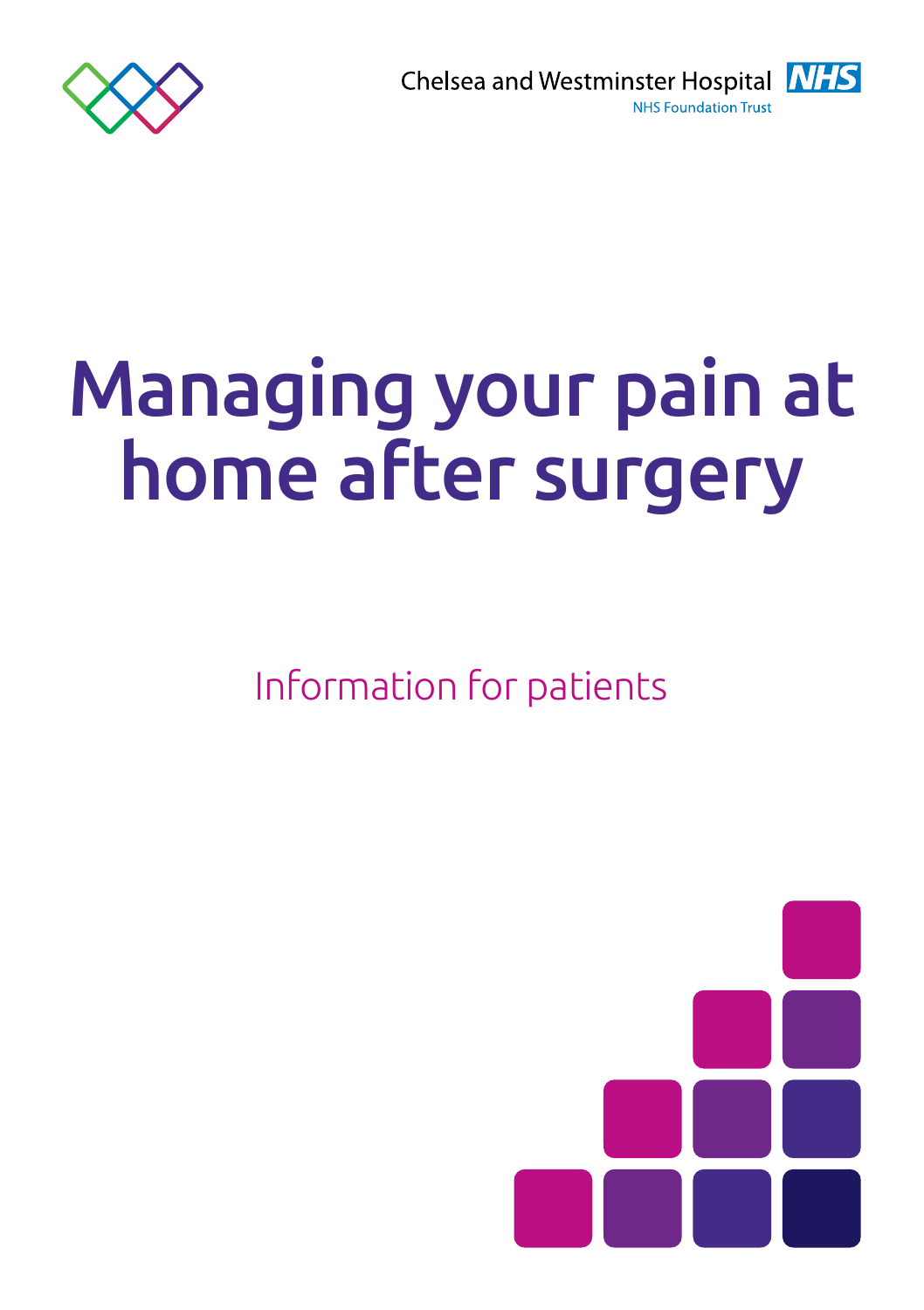Chelsea and Westminster Hospital NHS

NHS Foundation Trust

# Managing your pain at home after surgery

Information for patients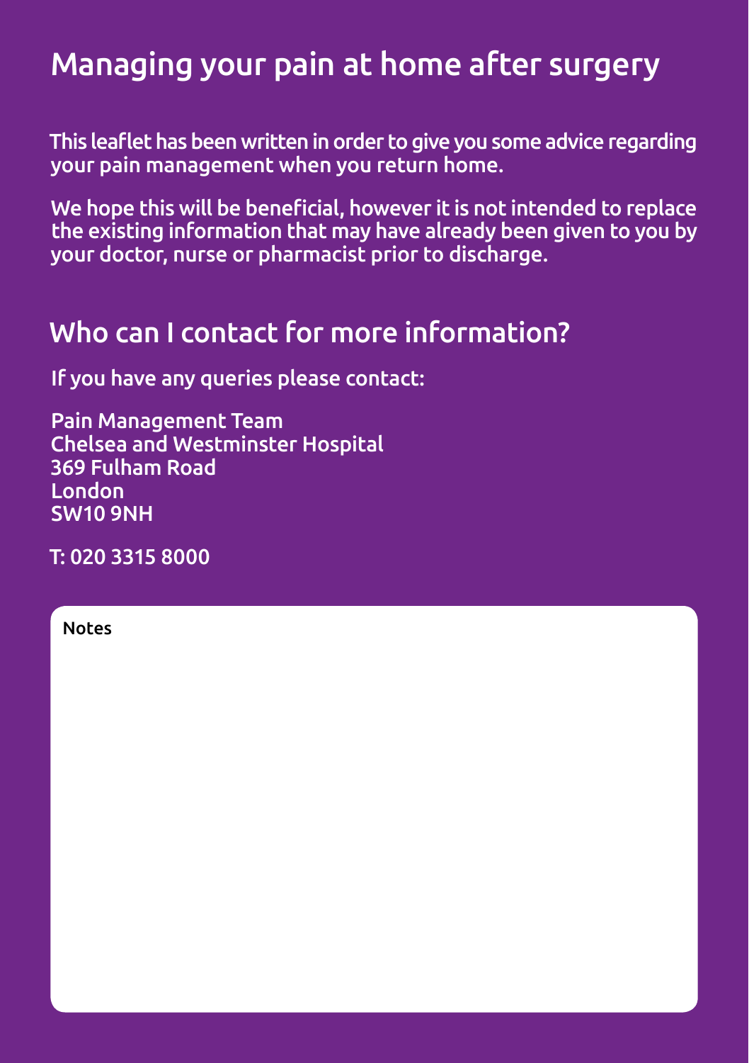# Managing your pain at home after surgery

This leaflet has been written in order to give you some advice regarding your pain management when you return home.

We hope this will be beneficial, however it is not intended to replace the existing information that may have already been given to you by your doctor, nurse or pharmacist prior to discharge.

## Who can I contact for more information?

If you have any queries please contact:

Pain Management Team
Chelsea and Westminster Hospital
369 Fulham Road
London
SW10 9NH

T: 020 3315 8000

**Notes**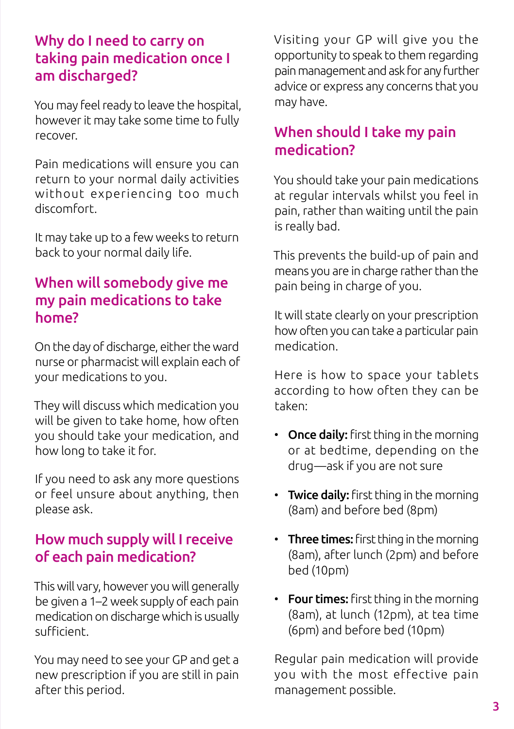## Why do I need to carry on taking pain medication once I am discharged?

You may feel ready to leave the hospital, however it may take some time to fully recover.

Pain medications will ensure you can return to your normal daily activities without experiencing too much discomfort.

It may take up to a few weeks to return back to your normal daily life.

## When will somebody give me my pain medications to take home?

On the day of discharge, either the ward nurse or pharmacist will explain each of your medications to you.

They will discuss which medication you will be given to take home, how often you should take your medication, and how long to take it for.

If you need to ask any more questions or feel unsure about anything, then please ask.

## How much supply will I receive of each pain medication?

This will vary, however you will generally be given a 1–2 week supply of each pain medication on discharge which is usually sufficient.

You may need to see your GP and get a new prescription if you are still in pain after this period.

Visiting your GP will give you the opportunity to speak to them regarding pain management and ask for any further advice or express any concerns that you may have.

## When should I take my pain medication?

You should take your pain medications at regular intervals whilst you feel in pain, rather than waiting until the pain is really bad.

This prevents the build-up of pain and means you are in charge rather than the pain being in charge of you.

It will state clearly on your prescription how often you can take a particular pain medication.

Here is how to space your tablets according to how often they can be taken:

- **Once daily:** first thing in the morning or at bedtime, depending on the drug—ask if you are not sure
- **Twice daily:** first thing in the morning (8am) and before bed (8pm)
- **Three times:** first thing in the morning (8am), after lunch (2pm) and before bed (10pm)
- **Four times:** first thing in the morning (8am), at lunch (12pm), at tea time (6pm) and before bed (10pm)

Regular pain medication will provide you with the most effective pain management possible.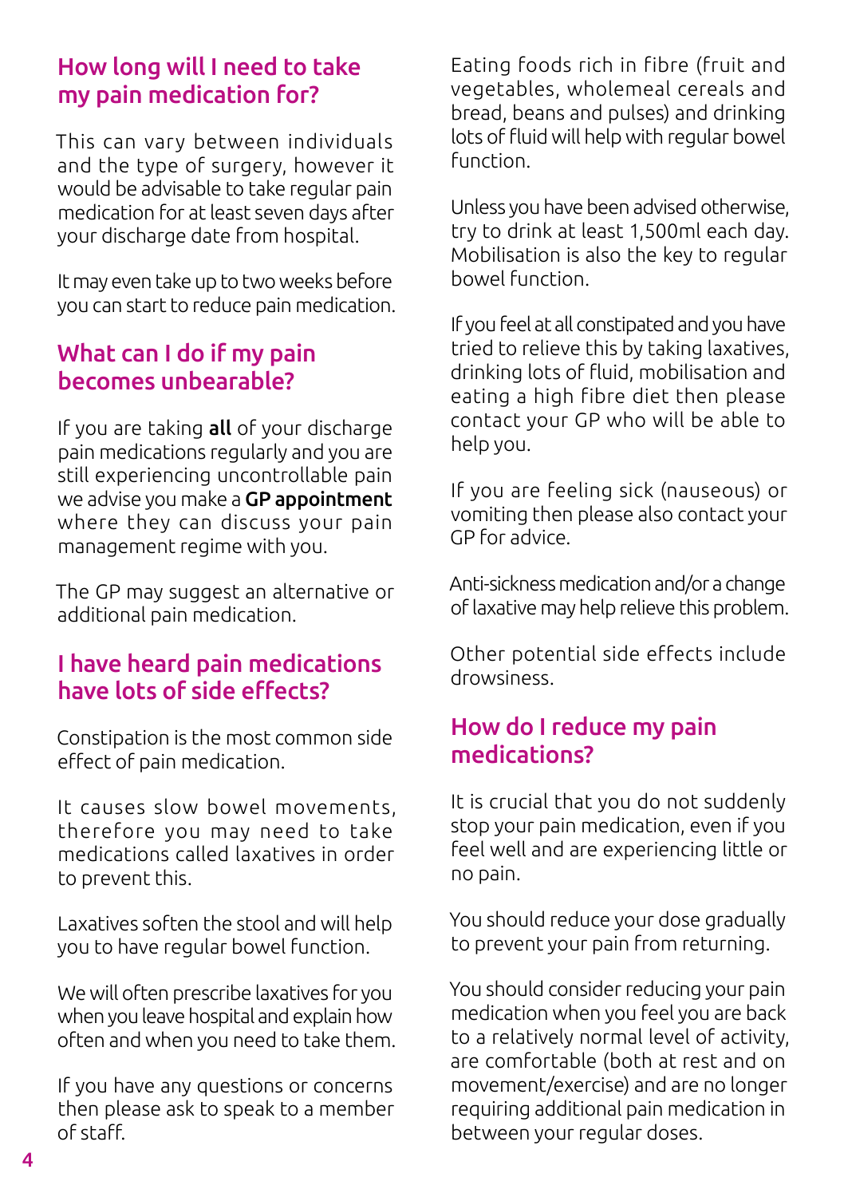## How long will I need to take my pain medication for?

This can vary between individuals and the type of surgery, however it would be advisable to take regular pain medication for at least seven days after your discharge date from hospital.

It may even take up to two weeks before you can start to reduce pain medication.

## What can I do if my pain becomes unbearable?

If you are taking **all** of your discharge pain medications regularly and you are still experiencing uncontrollable pain we advise you make a **GP appointment** where they can discuss your pain management regime with you.

The GP may suggest an alternative or additional pain medication.

## I have heard pain medications have lots of side effects?

Constipation is the most common side effect of pain medication.

It causes slow bowel movements, therefore you may need to take medications called laxatives in order to prevent this.

Laxatives soften the stool and will help you to have regular bowel function.

We will often prescribe laxatives for you when you leave hospital and explain how often and when you need to take them.

If you have any questions or concerns then please ask to speak to a member of staff.

Eating foods rich in fibre (fruit and vegetables, wholemeal cereals and bread, beans and pulses) and drinking lots of fluid will help with regular bowel function.

Unless you have been advised otherwise, try to drink at least 1,500ml each day. Mobilisation is also the key to regular bowel function.

If you feel at all constipated and you have tried to relieve this by taking laxatives, drinking lots of fluid, mobilisation and eating a high fibre diet then please contact your GP who will be able to help you.

If you are feeling sick (nauseous) or vomiting then please also contact your GP for advice.

Anti-sickness medication and/or a change of laxative may help relieve this problem.

Other potential side effects include drowsiness.

## How do I reduce my pain medications?

It is crucial that you do not suddenly stop your pain medication, even if you feel well and are experiencing little or no pain.

You should reduce your dose gradually to prevent your pain from returning.

You should consider reducing your pain medication when you feel you are back to a relatively normal level of activity, are comfortable (both at rest and on movement/exercise) and are no longer requiring additional pain medication in between your regular doses.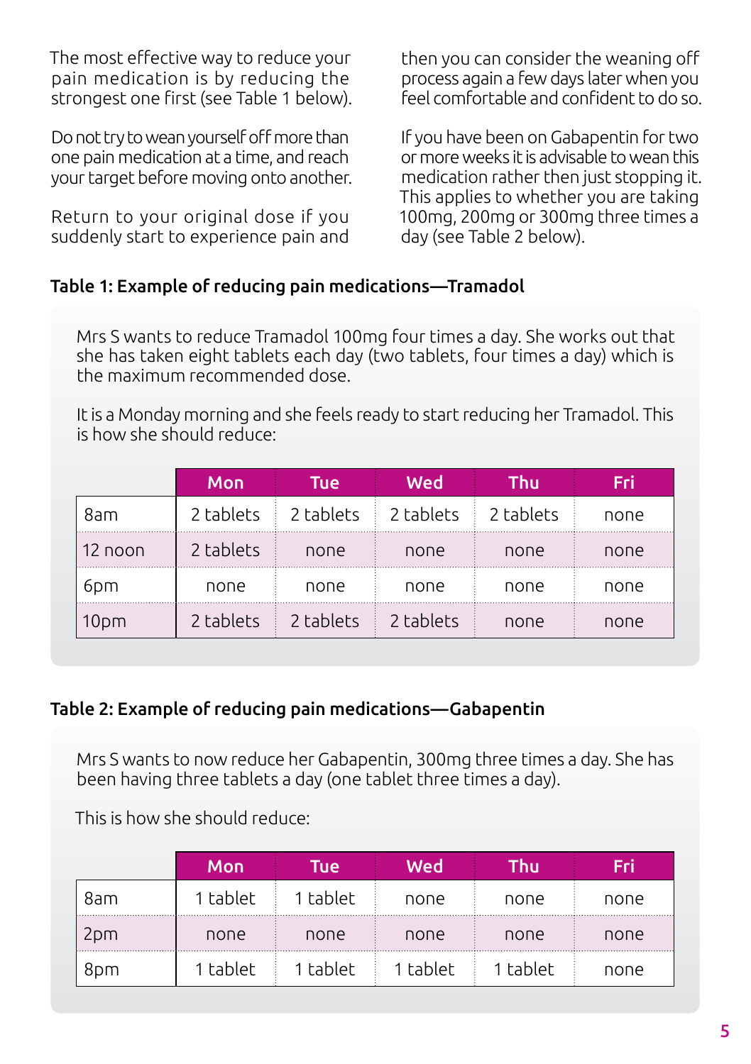The most effective way to reduce your pain medication is by reducing the strongest one first (see Table 1 below).

Do not try to wean yourself off more than one pain medication at a time, and reach your target before moving onto another.

Return to your original dose if you suddenly start to experience pain and then you can consider the weaning off process again a few days later when you feel comfortable and confident to do so.

If you have been on Gabapentin for two or more weeks it is advisable to wean this medication rather then just stopping it. This applies to whether you are taking 100mg, 200mg or 300mg three times a day (see Table 2 below).

### Table 1: Example of reducing pain medications—Tramadol

Mrs S wants to reduce Tramadol 100mg four times a day. She works out that she has taken eight tablets each day (two tablets, four times a day) which is the maximum recommended dose.

It is a Monday morning and she feels ready to start reducing her Tramadol. This is how she should reduce:

| | Mon | Tue | Wed | Thu | Fri |
|---|---|---|---|---|---|
| 8am | 2 tablets | 2 tablets | 2 tablets | 2 tablets | none |
| 12 noon | 2 tablets | none | none | none | none |
| 6pm | none | none | none | none | none |
| 10pm | 2 tablets | 2 tablets | 2 tablets | none | none |

### Table 2: Example of reducing pain medications—Gabapentin

Mrs S wants to now reduce her Gabapentin, 300mg three times a day. She has been having three tablets a day (one tablet three times a day).

This is how she should reduce:

| | Mon | Tue | Wed | Thu | Fri |
|---|---|---|---|---|---|
| 8am | 1 tablet | 1 tablet | none | none | none |
| 2pm | none | none | none | none | none |
| 8pm | 1 tablet | 1 tablet | 1 tablet | 1 tablet | none |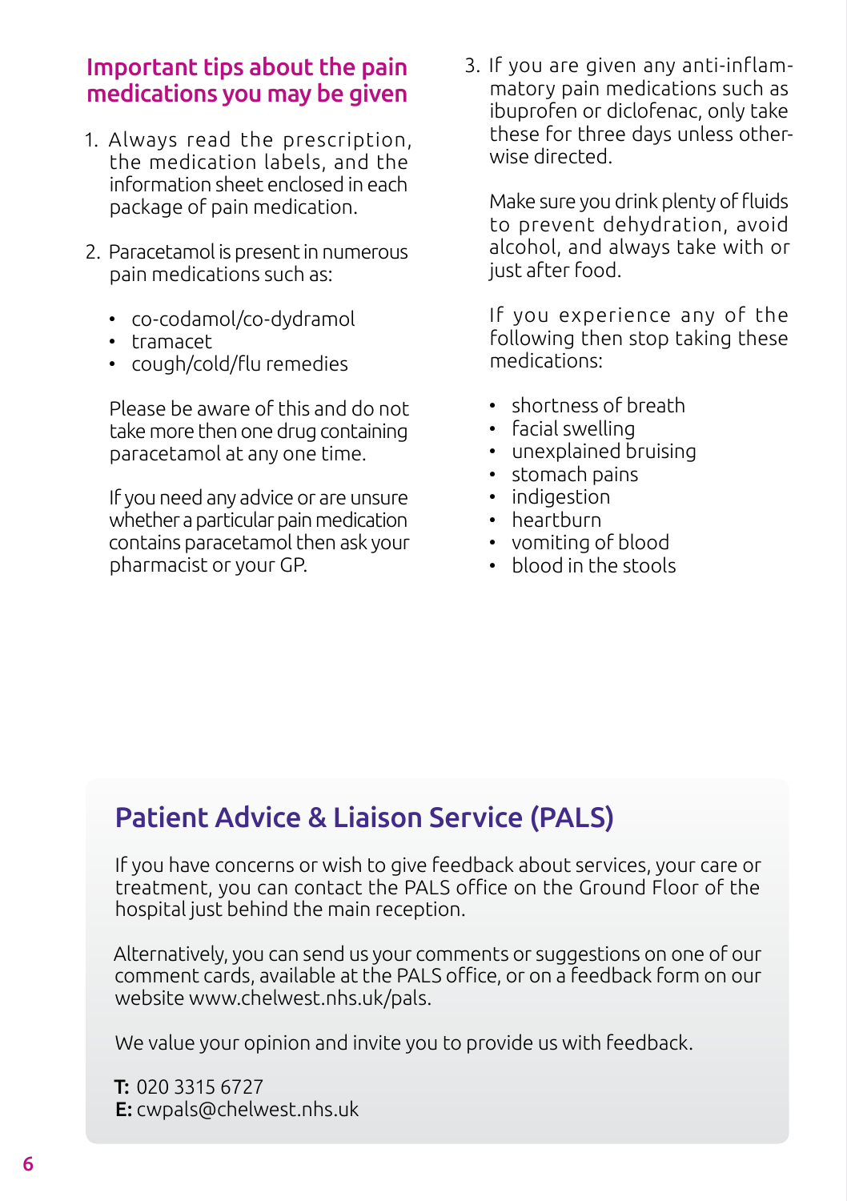## Important tips about the pain medications you may be given

1. Always read the prescription, the medication labels, and the information sheet enclosed in each package of pain medication.

2. Paracetamol is present in numerous pain medications such as:

   - co-codamol/co-dydramol
   - tramacet
   - cough/cold/flu remedies

   Please be aware of this and do not take more then one drug containing paracetamol at any one time.

   If you need any advice or are unsure whether a particular pain medication contains paracetamol then ask your pharmacist or your GP.

3. If you are given any anti-inflammatory pain medications such as ibuprofen or diclofenac, only take these for three days unless otherwise directed.

   Make sure you drink plenty of fluids to prevent dehydration, avoid alcohol, and always take with or just after food.

   If you experience any of the following then stop taking these medications:

   - shortness of breath
   - facial swelling
   - unexplained bruising
   - stomach pains
   - indigestion
   - heartburn
   - vomiting of blood
   - blood in the stools

## Patient Advice & Liaison Service (PALS)

If you have concerns or wish to give feedback about services, your care or treatment, you can contact the PALS office on the Ground Floor of the hospital just behind the main reception.

Alternatively, you can send us your comments or suggestions on one of our comment cards, available at the PALS office, or on a feedback form on our website www.chelwest.nhs.uk/pals.

We value your opinion and invite you to provide us with feedback.

**T:** 020 3315 6727
**E:** cwpals@chelwest.nhs.uk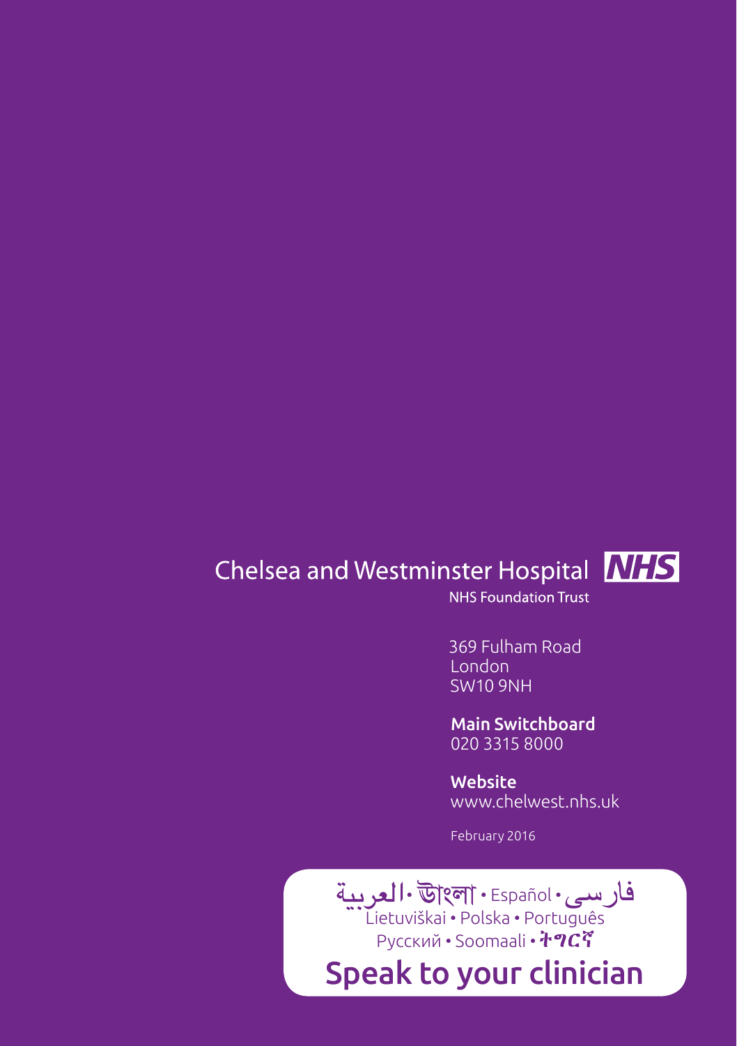Chelsea and Westminster Hospital NHS

NHS Foundation Trust

369 Fulham Road
London
SW10 9NH

**Main Switchboard**
020 3315 8000

**Website**
www.chelwest.nhs.uk

February 2016

العربية • বাংলা • Español • فارسی
Lietuviškai • Polska • Português
Русский • Soomaali • ትግርኛ

**Speak to your clinician**